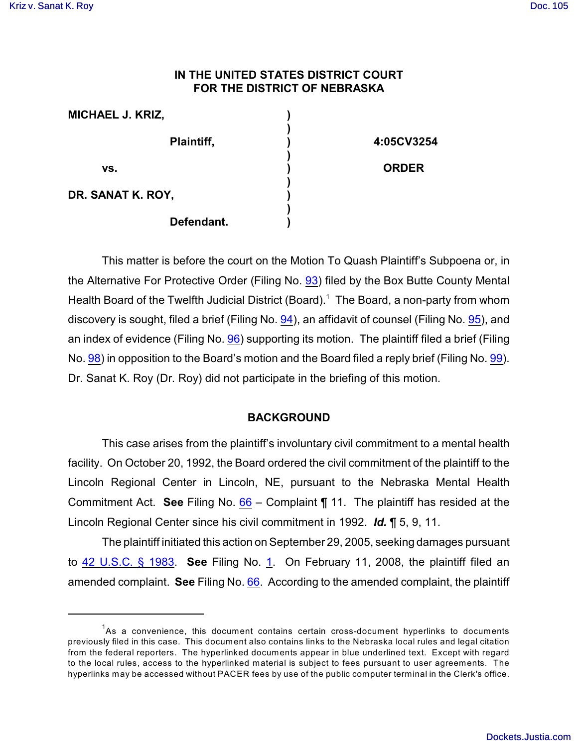**IN THE UNITED STATES DISTRICT COURT**
**FOR THE DISTRICT OF NEBRASKA**

| | | |
|---|---|---|
| **MICHAEL J. KRIZ,** | ) | |
| | ) | |
| **Plaintiff,** | ) | **4:05CV3254** |
| | ) | |
| **vs.** | ) | **ORDER** |
| | ) | |
| **DR. SANAT K. ROY,** | ) | |
| | ) | |
| **Defendant.** | ) | |

This matter is before the court on the Motion To Quash Plaintiff's Subpoena or, in the Alternative For Protective Order (Filing No. 93) filed by the Box Butte County Mental Health Board of the Twelfth Judicial District (Board).[1] The Board, a non-party from whom discovery is sought, filed a brief (Filing No. 94), an affidavit of counsel (Filing No. 95), and an index of evidence (Filing No. 96) supporting its motion. The plaintiff filed a brief (Filing No. 98) in opposition to the Board's motion and the Board filed a reply brief (Filing No. 99). Dr. Sanat K. Roy (Dr. Roy) did not participate in the briefing of this motion.

## BACKGROUND

This case arises from the plaintiff's involuntary civil commitment to a mental health facility. On October 20, 1992, the Board ordered the civil commitment of the plaintiff to the Lincoln Regional Center in Lincoln, NE, pursuant to the Nebraska Mental Health Commitment Act. **See** Filing No. 66 – Complaint ¶ 11. The plaintiff has resided at the Lincoln Regional Center since his civil commitment in 1992. ***Id.*** ¶ 5, 9, 11.

The plaintiff initiated this action on September 29, 2005, seeking damages pursuant to 42 U.S.C. § 1983. **See** Filing No. 1. On February 11, 2008, the plaintiff filed an amended complaint. **See** Filing No. 66. According to the amended complaint, the plaintiff

---

[1] As a convenience, this document contains certain cross-document hyperlinks to documents previously filed in this case. This document also contains links to the Nebraska local rules and legal citation from the federal reporters. The hyperlinked documents appear in blue underlined text. Except with regard to the local rules, access to the hyperlinked material is subject to fees pursuant to user agreements. The hyperlinks may be accessed without PACER fees by use of the public computer terminal in the Clerk's office.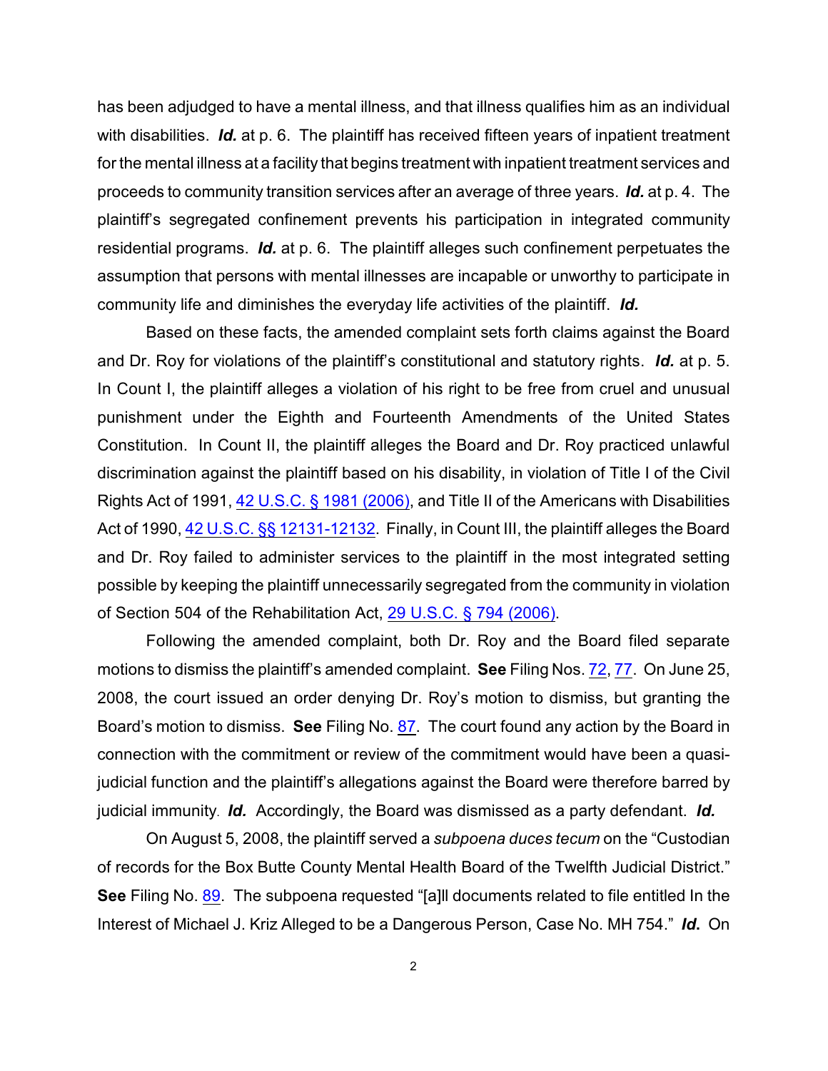has been adjudged to have a mental illness, and that illness qualifies him as an individual with disabilities. ***Id.*** at p. 6. The plaintiff has received fifteen years of inpatient treatment for the mental illness at a facility that begins treatment with inpatient treatment services and proceeds to community transition services after an average of three years. ***Id.*** at p. 4. The plaintiff's segregated confinement prevents his participation in integrated community residential programs. ***Id.*** at p. 6. The plaintiff alleges such confinement perpetuates the assumption that persons with mental illnesses are incapable or unworthy to participate in community life and diminishes the everyday life activities of the plaintiff. ***Id.***

Based on these facts, the amended complaint sets forth claims against the Board and Dr. Roy for violations of the plaintiff's constitutional and statutory rights. ***Id.*** at p. 5. In Count I, the plaintiff alleges a violation of his right to be free from cruel and unusual punishment under the Eighth and Fourteenth Amendments of the United States Constitution. In Count II, the plaintiff alleges the Board and Dr. Roy practiced unlawful discrimination against the plaintiff based on his disability, in violation of Title I of the Civil Rights Act of 1991, 42 U.S.C. § 1981 (2006), and Title II of the Americans with Disabilities Act of 1990, 42 U.S.C. §§ 12131-12132. Finally, in Count III, the plaintiff alleges the Board and Dr. Roy failed to administer services to the plaintiff in the most integrated setting possible by keeping the plaintiff unnecessarily segregated from the community in violation of Section 504 of the Rehabilitation Act, 29 U.S.C. § 794 (2006).

Following the amended complaint, both Dr. Roy and the Board filed separate motions to dismiss the plaintiff's amended complaint. **See** Filing Nos. 72, 77. On June 25, 2008, the court issued an order denying Dr. Roy's motion to dismiss, but granting the Board's motion to dismiss. **See** Filing No. 87. The court found any action by the Board in connection with the commitment or review of the commitment would have been a quasi-judicial function and the plaintiff's allegations against the Board were therefore barred by judicial immunity. ***Id.*** Accordingly, the Board was dismissed as a party defendant. ***Id.***

On August 5, 2008, the plaintiff served a *subpoena duces tecum* on the "Custodian of records for the Box Butte County Mental Health Board of the Twelfth Judicial District." **See** Filing No. 89. The subpoena requested "[a]ll documents related to file entitled In the Interest of Michael J. Kriz Alleged to be a Dangerous Person, Case No. MH 754." ***Id.*** On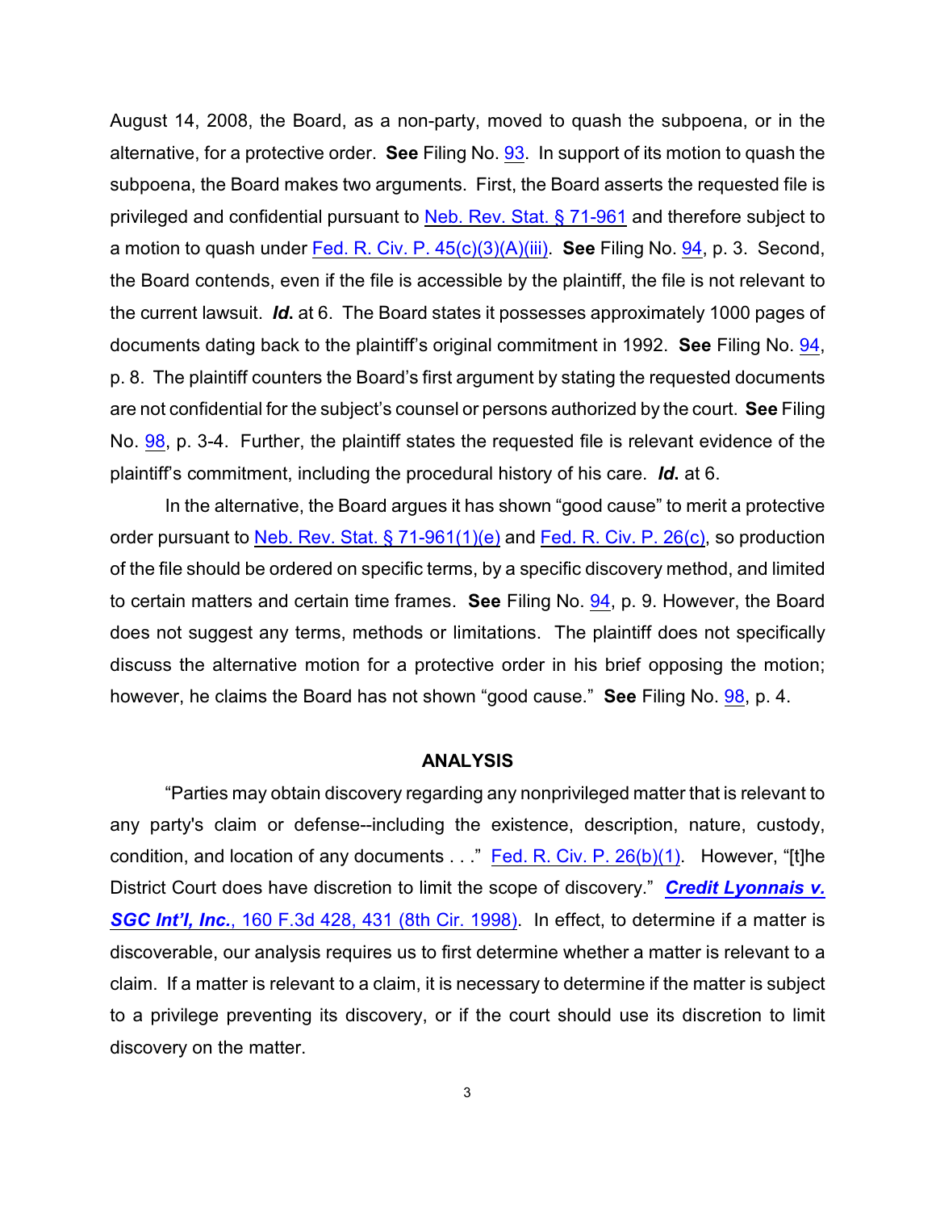August 14, 2008, the Board, as a non-party, moved to quash the subpoena, or in the alternative, for a protective order. **See** Filing No. 93. In support of its motion to quash the subpoena, the Board makes two arguments. First, the Board asserts the requested file is privileged and confidential pursuant to Neb. Rev. Stat. § 71-961 and therefore subject to a motion to quash under Fed. R. Civ. P. 45(c)(3)(A)(iii). **See** Filing No. 94, p. 3. Second, the Board contends, even if the file is accessible by the plaintiff, the file is not relevant to the current lawsuit. ***Id.*** at 6. The Board states it possesses approximately 1000 pages of documents dating back to the plaintiff's original commitment in 1992. **See** Filing No. 94, p. 8. The plaintiff counters the Board's first argument by stating the requested documents are not confidential for the subject's counsel or persons authorized by the court. **See** Filing No. 98, p. 3-4. Further, the plaintiff states the requested file is relevant evidence of the plaintiff's commitment, including the procedural history of his care. ***Id.*** at 6.

In the alternative, the Board argues it has shown "good cause" to merit a protective order pursuant to Neb. Rev. Stat. § 71-961(1)(e) and Fed. R. Civ. P. 26(c), so production of the file should be ordered on specific terms, by a specific discovery method, and limited to certain matters and certain time frames. **See** Filing No. 94, p. 9. However, the Board does not suggest any terms, methods or limitations. The plaintiff does not specifically discuss the alternative motion for a protective order in his brief opposing the motion; however, he claims the Board has not shown "good cause." **See** Filing No. 98, p. 4.

## ANALYSIS

"Parties may obtain discovery regarding any nonprivileged matter that is relevant to any party's claim or defense--including the existence, description, nature, custody, condition, and location of any documents . . ." Fed. R. Civ. P. 26(b)(1). However, "[t]he District Court does have discretion to limit the scope of discovery." ***Credit Lyonnais v. SGC Int'l, Inc.***, 160 F.3d 428, 431 (8th Cir. 1998). In effect, to determine if a matter is discoverable, our analysis requires us to first determine whether a matter is relevant to a claim. If a matter is relevant to a claim, it is necessary to determine if the matter is subject to a privilege preventing its discovery, or if the court should use its discretion to limit discovery on the matter.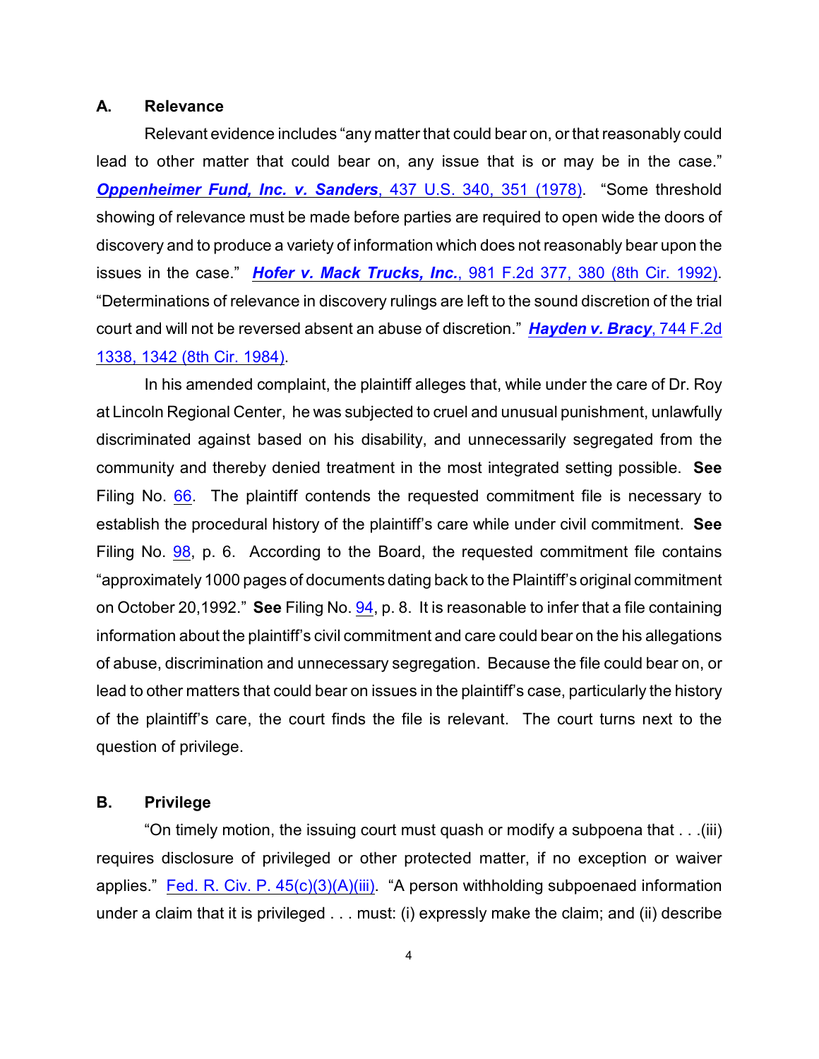### A. Relevance

Relevant evidence includes "any matter that could bear on, or that reasonably could lead to other matter that could bear on, any issue that is or may be in the case." ***Oppenheimer Fund, Inc. v. Sanders***, 437 U.S. 340, 351 (1978). "Some threshold showing of relevance must be made before parties are required to open wide the doors of discovery and to produce a variety of information which does not reasonably bear upon the issues in the case." ***Hofer v. Mack Trucks, Inc.***, 981 F.2d 377, 380 (8th Cir. 1992). "Determinations of relevance in discovery rulings are left to the sound discretion of the trial court and will not be reversed absent an abuse of discretion." ***Hayden v. Bracy***, 744 F.2d 1338, 1342 (8th Cir. 1984).

In his amended complaint, the plaintiff alleges that, while under the care of Dr. Roy at Lincoln Regional Center, he was subjected to cruel and unusual punishment, unlawfully discriminated against based on his disability, and unnecessarily segregated from the community and thereby denied treatment in the most integrated setting possible. **See** Filing No. 66. The plaintiff contends the requested commitment file is necessary to establish the procedural history of the plaintiff's care while under civil commitment. **See** Filing No. 98, p. 6. According to the Board, the requested commitment file contains "approximately 1000 pages of documents dating back to the Plaintiff's original commitment on October 20,1992." **See** Filing No. 94, p. 8. It is reasonable to infer that a file containing information about the plaintiff's civil commitment and care could bear on the his allegations of abuse, discrimination and unnecessary segregation. Because the file could bear on, or lead to other matters that could bear on issues in the plaintiff's case, particularly the history of the plaintiff's care, the court finds the file is relevant. The court turns next to the question of privilege.

### B. Privilege

"On timely motion, the issuing court must quash or modify a subpoena that . . .(iii) requires disclosure of privileged or other protected matter, if no exception or waiver applies." Fed. R. Civ. P. 45(c)(3)(A)(iii). "A person withholding subpoenaed information under a claim that it is privileged . . . must: (i) expressly make the claim; and (ii) describe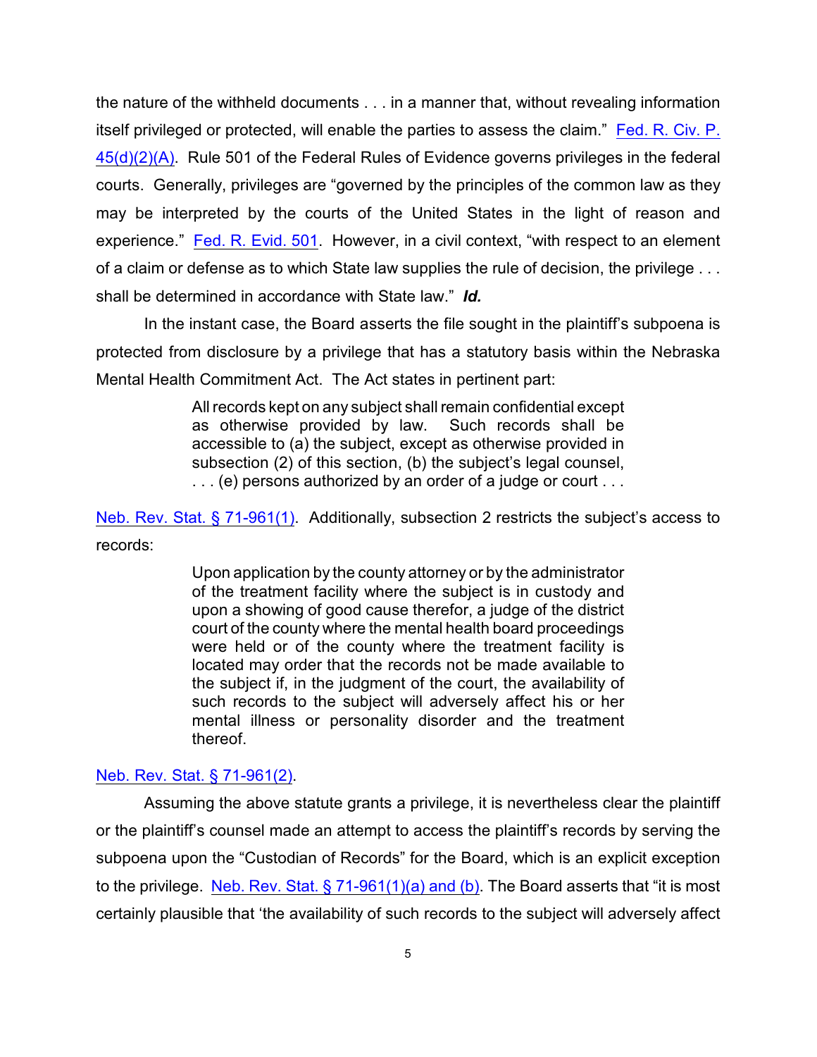the nature of the withheld documents . . . in a manner that, without revealing information itself privileged or protected, will enable the parties to assess the claim." Fed. R. Civ. P. 45(d)(2)(A). Rule 501 of the Federal Rules of Evidence governs privileges in the federal courts. Generally, privileges are "governed by the principles of the common law as they may be interpreted by the courts of the United States in the light of reason and experience." Fed. R. Evid. 501. However, in a civil context, "with respect to an element of a claim or defense as to which State law supplies the rule of decision, the privilege . . . shall be determined in accordance with State law." ***Id.***

In the instant case, the Board asserts the file sought in the plaintiff's subpoena is protected from disclosure by a privilege that has a statutory basis within the Nebraska Mental Health Commitment Act. The Act states in pertinent part:

> All records kept on any subject shall remain confidential except as otherwise provided by law. Such records shall be accessible to (a) the subject, except as otherwise provided in subsection (2) of this section, (b) the subject's legal counsel, . . . (e) persons authorized by an order of a judge or court . . .

Neb. Rev. Stat. § 71-961(1). Additionally, subsection 2 restricts the subject's access to records:

> Upon application by the county attorney or by the administrator of the treatment facility where the subject is in custody and upon a showing of good cause therefor, a judge of the district court of the county where the mental health board proceedings were held or of the county where the treatment facility is located may order that the records not be made available to the subject if, in the judgment of the court, the availability of such records to the subject will adversely affect his or her mental illness or personality disorder and the treatment thereof.

Neb. Rev. Stat. § 71-961(2).

Assuming the above statute grants a privilege, it is nevertheless clear the plaintiff or the plaintiff's counsel made an attempt to access the plaintiff's records by serving the subpoena upon the "Custodian of Records" for the Board, which is an explicit exception to the privilege. Neb. Rev. Stat. § 71-961(1)(a) and (b). The Board asserts that "it is most certainly plausible that 'the availability of such records to the subject will adversely affect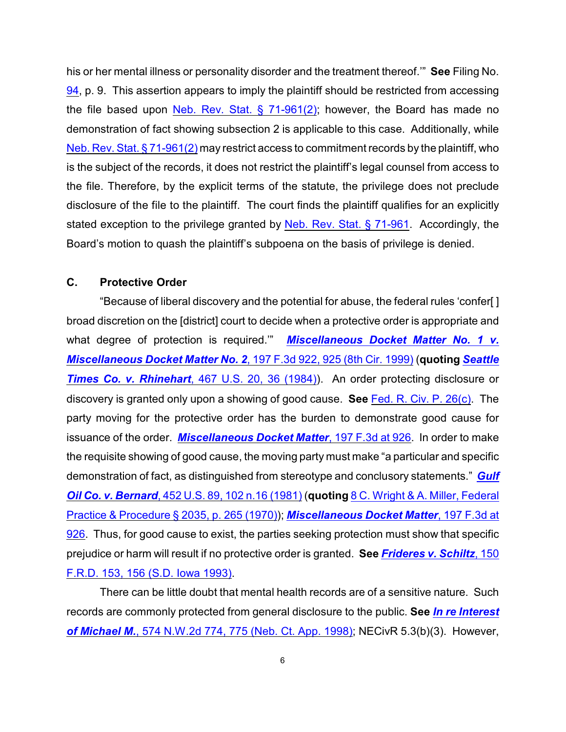his or her mental illness or personality disorder and the treatment thereof.'" **See** Filing No. 94, p. 9. This assertion appears to imply the plaintiff should be restricted from accessing the file based upon Neb. Rev. Stat. § 71-961(2); however, the Board has made no demonstration of fact showing subsection 2 is applicable to this case. Additionally, while Neb. Rev. Stat. § 71-961(2) may restrict access to commitment records by the plaintiff, who is the subject of the records, it does not restrict the plaintiff's legal counsel from access to the file. Therefore, by the explicit terms of the statute, the privilege does not preclude disclosure of the file to the plaintiff. The court finds the plaintiff qualifies for an explicitly stated exception to the privilege granted by Neb. Rev. Stat. § 71-961. Accordingly, the Board's motion to quash the plaintiff's subpoena on the basis of privilege is denied.

### C. Protective Order

"Because of liberal discovery and the potential for abuse, the federal rules 'confer[ ] broad discretion on the [district] court to decide when a protective order is appropriate and what degree of protection is required.'" ***Miscellaneous Docket Matter No. 1 v. Miscellaneous Docket Matter No. 2***, 197 F.3d 922, 925 (8th Cir. 1999) (**quoting** ***Seattle Times Co. v. Rhinehart***, 467 U.S. 20, 36 (1984)). An order protecting disclosure or discovery is granted only upon a showing of good cause. **See** Fed. R. Civ. P. 26(c). The party moving for the protective order has the burden to demonstrate good cause for issuance of the order. ***Miscellaneous Docket Matter***, 197 F.3d at 926. In order to make the requisite showing of good cause, the moving party must make "a particular and specific demonstration of fact, as distinguished from stereotype and conclusory statements." ***Gulf Oil Co. v. Bernard***, 452 U.S. 89, 102 n.16 (1981) (**quoting** 8 C. Wright & A. Miller, Federal Practice & Procedure § 2035, p. 265 (1970)); ***Miscellaneous Docket Matter***, 197 F.3d at 926. Thus, for good cause to exist, the parties seeking protection must show that specific prejudice or harm will result if no protective order is granted. **See** ***Frideres v. Schiltz***, 150 F.R.D. 153, 156 (S.D. Iowa 1993).

There can be little doubt that mental health records are of a sensitive nature. Such records are commonly protected from general disclosure to the public. **See** ***In re Interest of Michael M.***, 574 N.W.2d 774, 775 (Neb. Ct. App. 1998); NECivR 5.3(b)(3). However,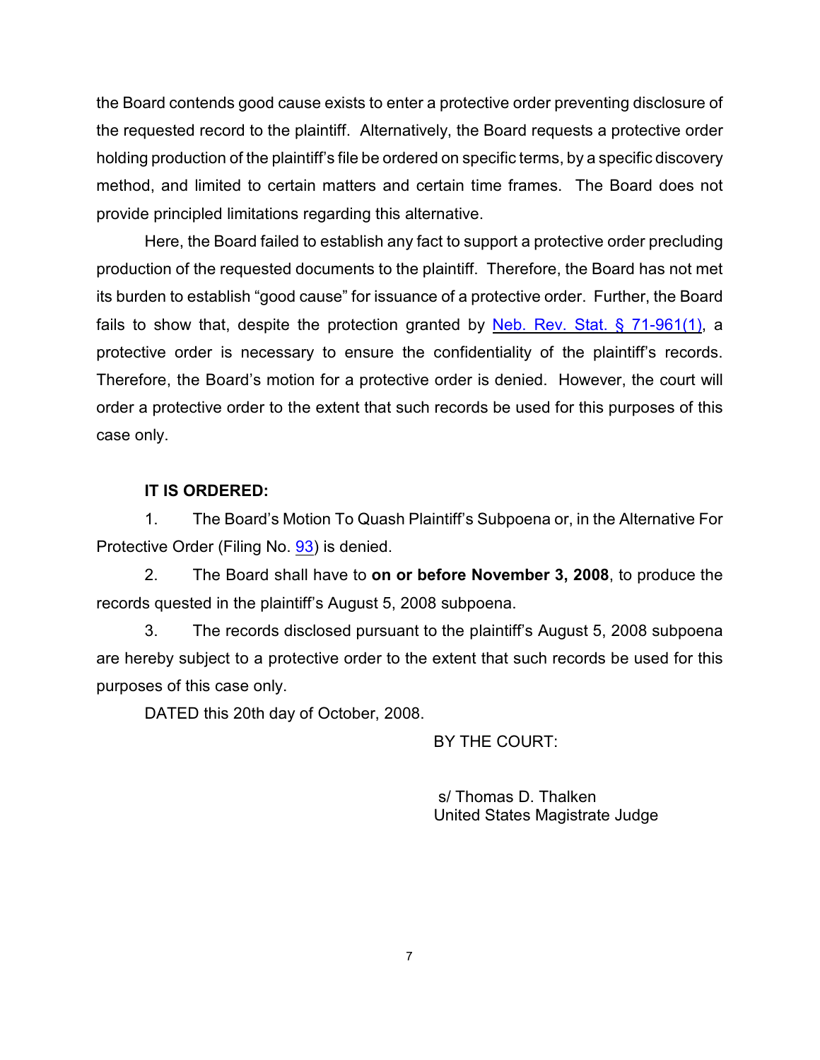the Board contends good cause exists to enter a protective order preventing disclosure of the requested record to the plaintiff. Alternatively, the Board requests a protective order holding production of the plaintiff's file be ordered on specific terms, by a specific discovery method, and limited to certain matters and certain time frames. The Board does not provide principled limitations regarding this alternative.

Here, the Board failed to establish any fact to support a protective order precluding production of the requested documents to the plaintiff. Therefore, the Board has not met its burden to establish "good cause" for issuance of a protective order. Further, the Board fails to show that, despite the protection granted by Neb. Rev. Stat. § 71-961(1), a protective order is necessary to ensure the confidentiality of the plaintiff's records. Therefore, the Board's motion for a protective order is denied. However, the court will order a protective order to the extent that such records be used for this purposes of this case only.

**IT IS ORDERED:**

1. The Board's Motion To Quash Plaintiff's Subpoena or, in the Alternative For Protective Order (Filing No. 93) is denied.

2. The Board shall have to **on or before November 3, 2008**, to produce the records quested in the plaintiff's August 5, 2008 subpoena.

3. The records disclosed pursuant to the plaintiff's August 5, 2008 subpoena are hereby subject to a protective order to the extent that such records be used for this purposes of this case only.

DATED this 20th day of October, 2008.

BY THE COURT:

s/ Thomas D. Thalken
United States Magistrate Judge